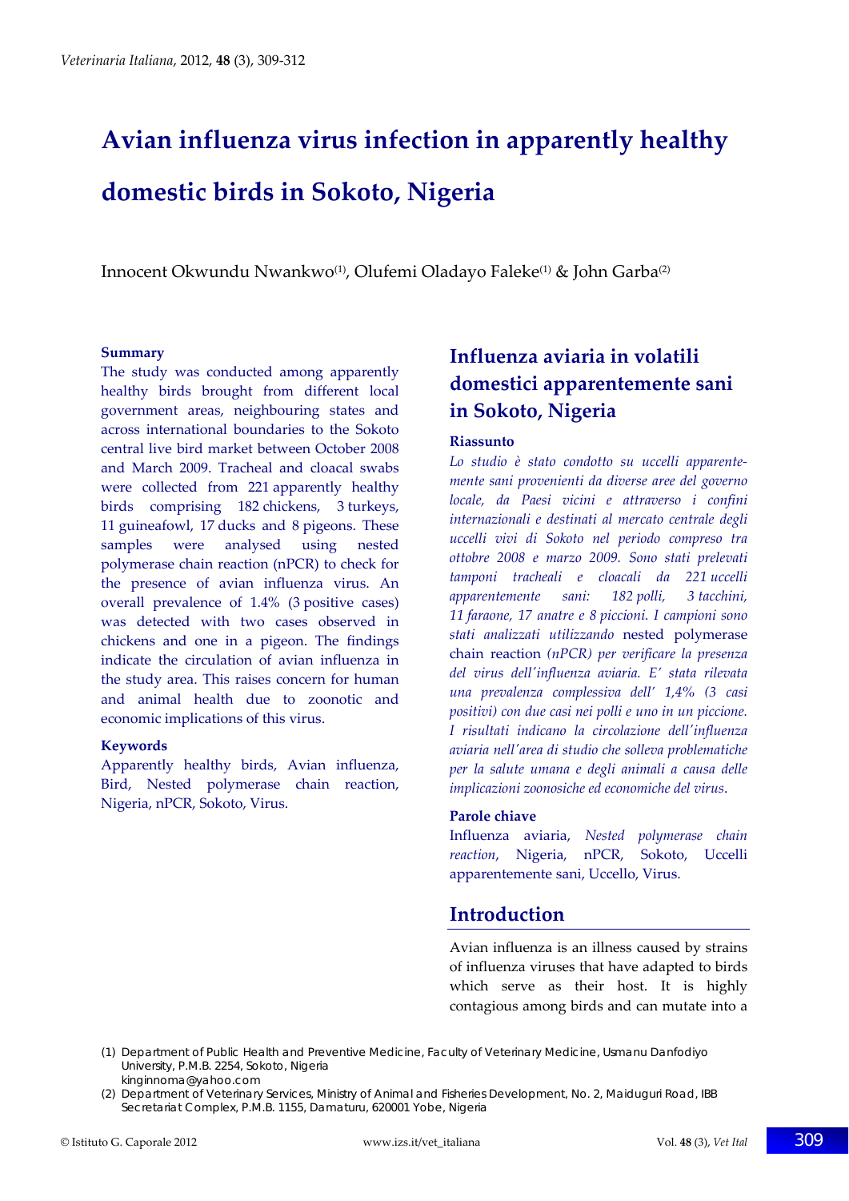# Avian influenza virus infection in apparently healthy domestic birds in Sokoto, Nigeria

Innocent Okwundu Nwankwo[(1)], Olufemi Oladayo Faleke[(1)] & John Garba[(2)]

### Summary

The study was conducted among apparently healthy birds brought from different local government areas, neighbouring states and across international boundaries to the Sokoto central live bird market between October 2008 and March 2009. Tracheal and cloacal swabs were collected from 221 apparently healthy birds comprising 182 chickens, 3 turkeys, 11 guineafowl, 17 ducks and 8 pigeons. These samples were analysed using nested polymerase chain reaction (nPCR) to check for the presence of avian influenza virus. An overall prevalence of 1.4% (3 positive cases) was detected with two cases observed in chickens and one in a pigeon. The findings indicate the circulation of avian influenza in the study area. This raises concern for human and animal health due to zoonotic and economic implications of this virus.

### Keywords

Apparently healthy birds, Avian influenza, Bird, Nested polymerase chain reaction, Nigeria, nPCR, Sokoto, Virus.

## Influenza aviaria in volatili domestici apparentemente sani in Sokoto, Nigeria

### Riassunto

*Lo studio è stato condotto su uccelli apparentemente sani provenienti da diverse aree del governo locale, da Paesi vicini e attraverso i confini internazionali e destinati al mercato centrale degli uccelli vivi di Sokoto nel periodo compreso tra ottobre 2008 e marzo 2009. Sono stati prelevati tamponi tracheali e cloacali da 221 uccelli apparentemente sani: 182 polli, 3 tacchini, 11 faraone, 17 anatre e 8 piccioni. I campioni sono stati analizzati utilizzando* nested polymerase chain reaction *(nPCR) per verificare la presenza del virus dell'influenza aviaria. E' stata rilevata una prevalenza complessiva dell' 1,4% (3 casi positivi) con due casi nei polli e uno in un piccione. I risultati indicano la circolazione dell'influenza aviaria nell'area di studio che solleva problematiche per la salute umana e degli animali a causa delle implicazioni zoonosiche ed economiche del virus*.

### Parole chiave

Influenza aviaria, *Nested polymerase chain reaction*, Nigeria, nPCR, Sokoto, Uccelli apparentemente sani, Uccello, Virus.

## Introduction

Avian influenza is an illness caused by strains of influenza viruses that have adapted to birds which serve as their host. It is highly contagious among birds and can mutate into a

(1) Department of Public Health and Preventive Medicine, Faculty of Veterinary Medicine, Usmanu Danfodiyo University, P.M.B. 2254, Sokoto, Nigeria
kinginnoma@yahoo.com

(2) Department of Veterinary Services, Ministry of Animal and Fisheries Development, No. 2, Maiduguri Road, IBB Secretariat Complex, P.M.B. 1155, Damaturu, 620001 Yobe, Nigeria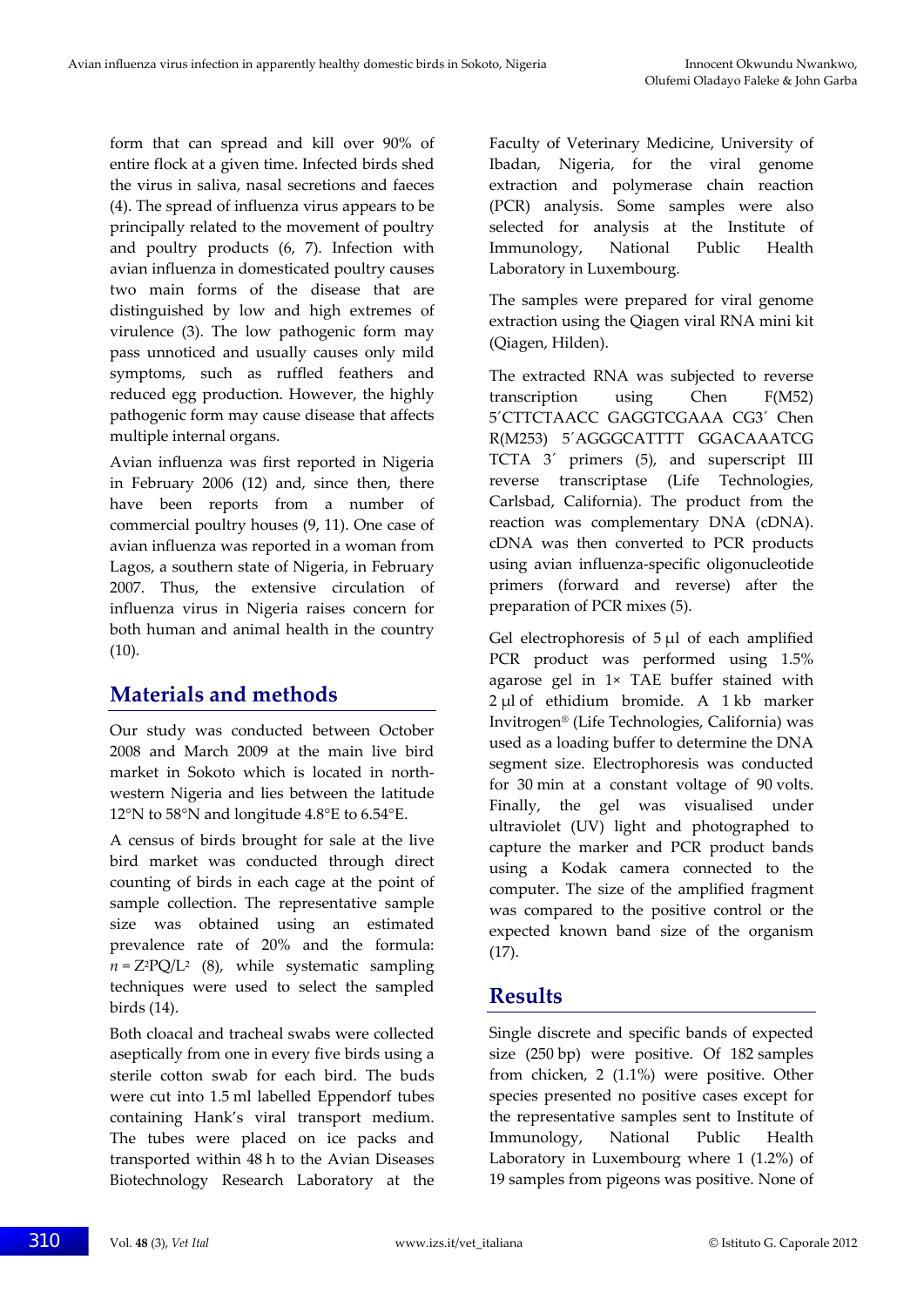form that can spread and kill over 90% of entire flock at a given time. Infected birds shed the virus in saliva, nasal secretions and faeces (4). The spread of influenza virus appears to be principally related to the movement of poultry and poultry products (6, 7). Infection with avian influenza in domesticated poultry causes two main forms of the disease that are distinguished by low and high extremes of virulence (3). The low pathogenic form may pass unnoticed and usually causes only mild symptoms, such as ruffled feathers and reduced egg production. However, the highly pathogenic form may cause disease that affects multiple internal organs.

Avian influenza was first reported in Nigeria in February 2006 (12) and, since then, there have been reports from a number of commercial poultry houses (9, 11). One case of avian influenza was reported in a woman from Lagos, a southern state of Nigeria, in February 2007. Thus, the extensive circulation of influenza virus in Nigeria raises concern for both human and animal health in the country (10).

## Materials and methods

Our study was conducted between October 2008 and March 2009 at the main live bird market in Sokoto which is located in north-western Nigeria and lies between the latitude 12°N to 58°N and longitude 4.8°E to 6.54°E.

A census of birds brought for sale at the live bird market was conducted through direct counting of birds in each cage at the point of sample collection. The representative sample size was obtained using an estimated prevalence rate of 20% and the formula: $n = Z^2PQ/L^2$ (8), while systematic sampling techniques were used to select the sampled birds (14).

Both cloacal and tracheal swabs were collected aseptically from one in every five birds using a sterile cotton swab for each bird. The buds were cut into 1.5 ml labelled Eppendorf tubes containing Hank's viral transport medium. The tubes were placed on ice packs and transported within 48 h to the Avian Diseases Biotechnology Research Laboratory at the Faculty of Veterinary Medicine, University of Ibadan, Nigeria, for the viral genome extraction and polymerase chain reaction (PCR) analysis. Some samples were also selected for analysis at the Institute of Immunology, National Public Health Laboratory in Luxembourg.

The samples were prepared for viral genome extraction using the Qiagen viral RNA mini kit (Qiagen, Hilden).

The extracted RNA was subjected to reverse transcription using Chen F(M52) 5′CTTCTAACC GAGGTCGAAA CG3′ Chen R(M253) 5′AGGGCATTTT GGACAAATCG TCTA 3′ primers (5), and superscript III reverse transcriptase (Life Technologies, Carlsbad, California). The product from the reaction was complementary DNA (cDNA). cDNA was then converted to PCR products using avian influenza-specific oligonucleotide primers (forward and reverse) after the preparation of PCR mixes (5).

Gel electrophoresis of 5 μl of each amplified PCR product was performed using 1.5% agarose gel in 1× TAE buffer stained with 2 μl of ethidium bromide. A 1 kb marker Invitrogen® (Life Technologies, California) was used as a loading buffer to determine the DNA segment size. Electrophoresis was conducted for 30 min at a constant voltage of 90 volts. Finally, the gel was visualised under ultraviolet (UV) light and photographed to capture the marker and PCR product bands using a Kodak camera connected to the computer. The size of the amplified fragment was compared to the positive control or the expected known band size of the organism (17).

## Results

Single discrete and specific bands of expected size (250 bp) were positive. Of 182 samples from chicken, 2 (1.1%) were positive. Other species presented no positive cases except for the representative samples sent to Institute of Immunology, National Public Health Laboratory in Luxembourg where 1 (1.2%) of 19 samples from pigeons was positive. None of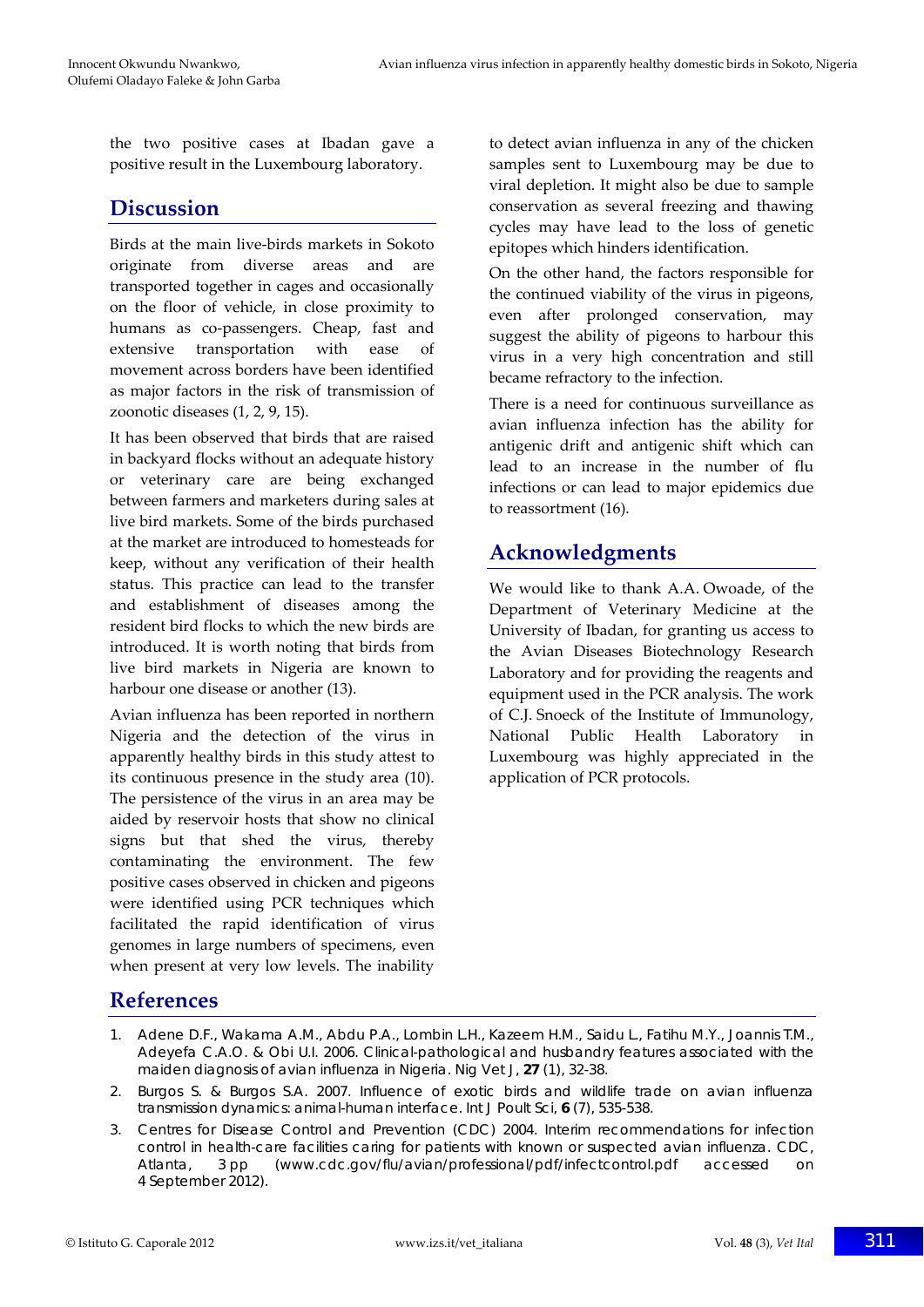the two positive cases at Ibadan gave a positive result in the Luxembourg laboratory.

## Discussion

Birds at the main live-birds markets in Sokoto originate from diverse areas and are transported together in cages and occasionally on the floor of vehicle, in close proximity to humans as co-passengers. Cheap, fast and extensive transportation with ease of movement across borders have been identified as major factors in the risk of transmission of zoonotic diseases (1, 2, 9, 15).

It has been observed that birds that are raised in backyard flocks without an adequate history or veterinary care are being exchanged between farmers and marketers during sales at live bird markets. Some of the birds purchased at the market are introduced to homesteads for keep, without any verification of their health status. This practice can lead to the transfer and establishment of diseases among the resident bird flocks to which the new birds are introduced. It is worth noting that birds from live bird markets in Nigeria are known to harbour one disease or another (13).

Avian influenza has been reported in northern Nigeria and the detection of the virus in apparently healthy birds in this study attest to its continuous presence in the study area (10). The persistence of the virus in an area may be aided by reservoir hosts that show no clinical signs but that shed the virus, thereby contaminating the environment. The few positive cases observed in chicken and pigeons were identified using PCR techniques which facilitated the rapid identification of virus genomes in large numbers of specimens, even when present at very low levels. The inability to detect avian influenza in any of the chicken samples sent to Luxembourg may be due to viral depletion. It might also be due to sample conservation as several freezing and thawing cycles may have lead to the loss of genetic epitopes which hinders identification.

On the other hand, the factors responsible for the continued viability of the virus in pigeons, even after prolonged conservation, may suggest the ability of pigeons to harbour this virus in a very high concentration and still became refractory to the infection.

There is a need for continuous surveillance as avian influenza infection has the ability for antigenic drift and antigenic shift which can lead to an increase in the number of flu infections or can lead to major epidemics due to reassortment (16).

## Acknowledgments

We would like to thank A.A. Owoade, of the Department of Veterinary Medicine at the University of Ibadan, for granting us access to the Avian Diseases Biotechnology Research Laboratory and for providing the reagents and equipment used in the PCR analysis. The work of C.J. Snoeck of the Institute of Immunology, National Public Health Laboratory in Luxembourg was highly appreciated in the application of PCR protocols.

## References

1. Adene D.F., Wakama A.M., Abdu P.A., Lombin L.H., Kazeem H.M., Saidu L., Fatihu M.Y., Joannis T.M., Adeyefa C.A.O. & Obi U.I. 2006. Clinical-pathological and husbandry features associated with the maiden diagnosis of avian influenza in Nigeria. *Nig Vet J*, **27** (1), 32-38.
2. Burgos S. & Burgos S.A. 2007. Influence of exotic birds and wildlife trade on avian influenza transmission dynamics: animal-human interface. *Int J Poult Sci*, **6** (7), 535-538.
3. Centres for Disease Control and Prevention (CDC) 2004. Interim recommendations for infection control in health-care facilities caring for patients with known or suspected avian influenza. CDC, Atlanta, 3 pp (www.cdc.gov/flu/avian/professional/pdf/infectcontrol.pdf accessed on 4 September 2012).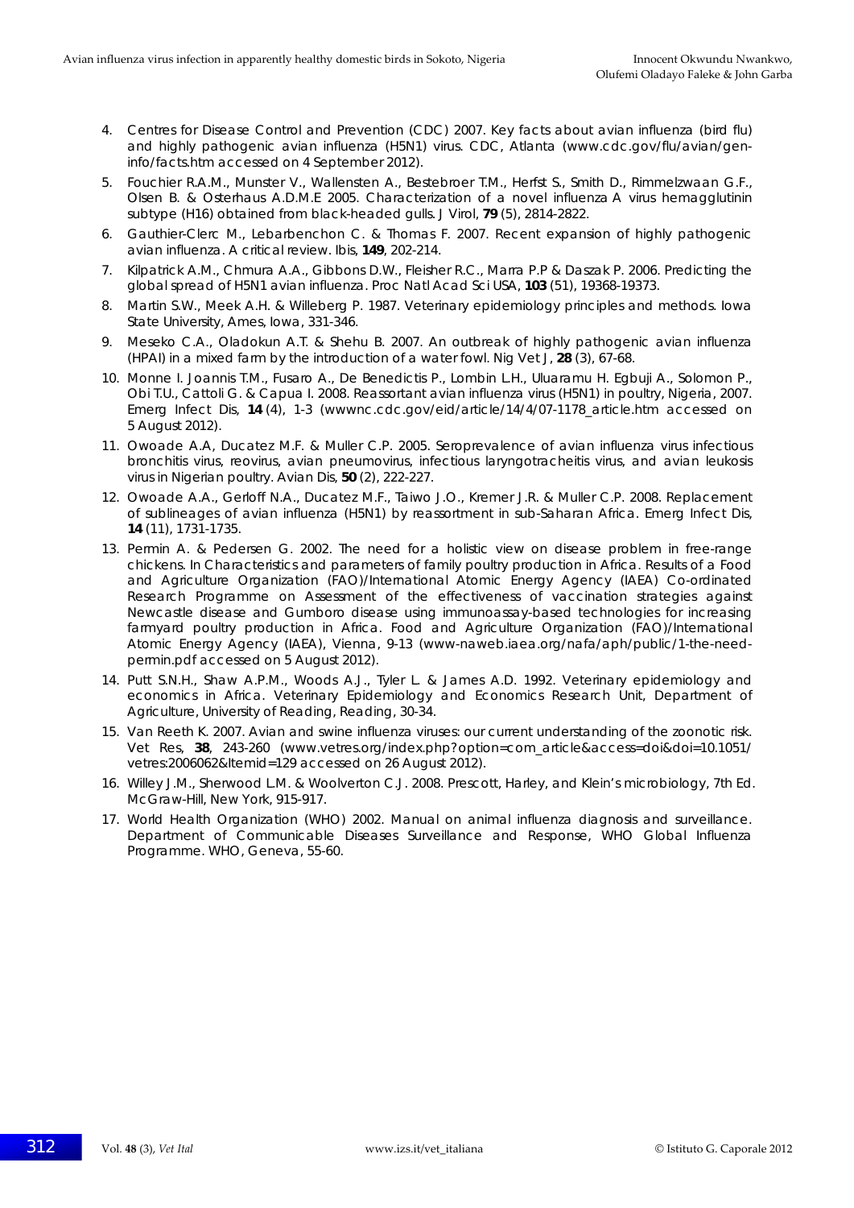4. Centres for Disease Control and Prevention (CDC) 2007. Key facts about avian influenza (bird flu) and highly pathogenic avian influenza (H5N1) virus. CDC, Atlanta (www.cdc.gov/flu/avian/gen-info/facts.htm accessed on 4 September 2012).
5. Fouchier R.A.M., Munster V., Wallensten A., Bestebroer T.M., Herfst S., Smith D., Rimmelzwaan G.F., Olsen B. & Osterhaus A.D.M.E 2005. Characterization of a novel influenza A virus hemagglutinin subtype (H16) obtained from black-headed gulls. J Virol, **79** (5), 2814-2822.
6. Gauthier-Clerc M., Lebarbenchon C. & Thomas F. 2007. Recent expansion of highly pathogenic avian influenza. A critical review. Ibis, **149**, 202-214.
7. Kilpatrick A.M., Chmura A.A., Gibbons D.W., Fleisher R.C., Marra P.P & Daszak P. 2006. Predicting the global spread of H5N1 avian influenza. Proc Natl Acad Sci USA, **103** (51), 19368-19373.
8. Martin S.W., Meek A.H. & Willeberg P. 1987. Veterinary epidemiology principles and methods. Iowa State University, Ames, Iowa, 331-346.
9. Meseko C.A., Oladokun A.T. & Shehu B. 2007. An outbreak of highly pathogenic avian influenza (HPAI) in a mixed farm by the introduction of a water fowl. Nig Vet J, **28** (3), 67-68.
10. Monne I. Joannis T.M., Fusaro A., De Benedictis P., Lombin L.H., Uluaramu H. Egbuji A., Solomon P., Obi T.U., Cattoli G. & Capua I. 2008. Reassortant avian influenza virus (H5N1) in poultry, Nigeria, 2007. Emerg Infect Dis, **14** (4), 1-3 (wwwnc.cdc.gov/eid/article/14/4/07-1178_article.htm accessed on 5 August 2012).
11. Owoade A.A, Ducatez M.F. & Muller C.P. 2005. Seroprevalence of avian influenza virus infectious bronchitis virus, reovirus, avian pneumovirus, infectious laryngotracheitis virus, and avian leukosis virus in Nigerian poultry. Avian Dis, **50** (2), 222-227.
12. Owoade A.A., Gerloff N.A., Ducatez M.F., Taiwo J.O., Kremer J.R. & Muller C.P. 2008. Replacement of sublineages of avian influenza (H5N1) by reassortment in sub-Saharan Africa. Emerg Infect Dis, **14** (11), 1731-1735.
13. Permin A. & Pedersen G. 2002. The need for a holistic view on disease problem in free-range chickens. In Characteristics and parameters of family poultry production in Africa. Results of a Food and Agriculture Organization (FAO)/International Atomic Energy Agency (IAEA) Co-ordinated Research Programme on Assessment of the effectiveness of vaccination strategies against Newcastle disease and Gumboro disease using immunoassay-based technologies for increasing farmyard poultry production in Africa. Food and Agriculture Organization (FAO)/International Atomic Energy Agency (IAEA), Vienna, 9-13 (www-naweb.iaea.org/nafa/aph/public/1-the-need-permin.pdf accessed on 5 August 2012).
14. Putt S.N.H., Shaw A.P.M., Woods A.J., Tyler L. & James A.D. 1992. Veterinary epidemiology and economics in Africa. Veterinary Epidemiology and Economics Research Unit, Department of Agriculture, University of Reading, Reading, 30-34.
15. Van Reeth K. 2007. Avian and swine influenza viruses: our current understanding of the zoonotic risk. Vet Res, **38**, 243-260 (www.vetres.org/index.php?option=com_article&access=doi&doi=10.1051/vetres:2006062&Itemid=129 accessed on 26 August 2012).
16. Willey J.M., Sherwood L.M. & Woolverton C.J. 2008. Prescott, Harley, and Klein's microbiology, 7th Ed. McGraw-Hill, New York, 915-917.
17. World Health Organization (WHO) 2002. Manual on animal influenza diagnosis and surveillance. Department of Communicable Diseases Surveillance and Response, WHO Global Influenza Programme. WHO, Geneva, 55-60.